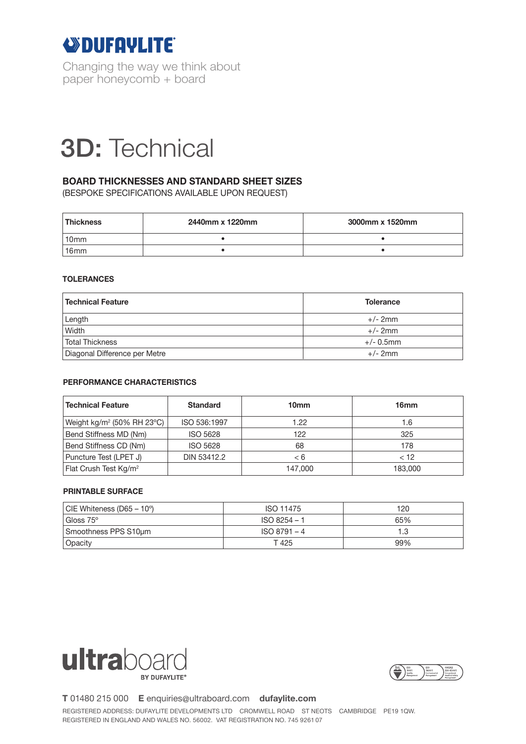DUFAYLITE

Changing the way we think about
paper honeycomb + board

# 3D: Technical

## BOARD THICKNESSES AND STANDARD SHEET SIZES

(BESPOKE SPECIFICATIONS AVAILABLE UPON REQUEST)

| Thickness | 2440mm x 1220mm | 3000mm x 1520mm |
|---|---|---|
| 10mm | • | • |
| 16mm | • | • |

### TOLERANCES

| Technical Feature | Tolerance |
|---|---|
| Length | +/- 2mm |
| Width | +/- 2mm |
| Total Thickness | +/- 0.5mm |
| Diagonal Difference per Metre | +/- 2mm |

### PERFORMANCE CHARACTERISTICS

| Technical Feature | Standard | 10mm | 16mm |
|---|---|---|---|
| Weight kg/m² (50% RH 23ºC) | ISO 536:1997 | 1.22 | 1.6 |
| Bend Stiffness MD (Nm) | ISO 5628 | 122 | 325 |
| Bend Stiffness CD (Nm) | ISO 5628 | 68 | 178 |
| Puncture Test (LPET J) | DIN 53412.2 | < 6 | < 12 |
| Flat Crush Test Kg/m² | | 147,000 | 183,000 |

### PRINTABLE SURFACE

| | | |
|---|---|---|
| CIE Whiteness (D65 – 10º) | ISO 11475 | 120 |
| Gloss 75º | ISO 8254 – 1 | 65% |
| Smoothness PPS S10µm | ISO 8791 – 4 | 1.3 |
| Opacity | T 425 | 99% |

ultraboard BY DUFAYLITE®

**T** 01480 215 000 **E** enquiries@ultraboard.com **dufaylite.com**

REGISTERED ADDRESS: DUFAYLITE DEVELOPMENTS LTD CROMWELL ROAD ST NEOTS CAMBRIDGE PE19 1QW.
REGISTERED IN ENGLAND AND WALES NO. 56002. VAT REGISTRATION NO. 745 9261 07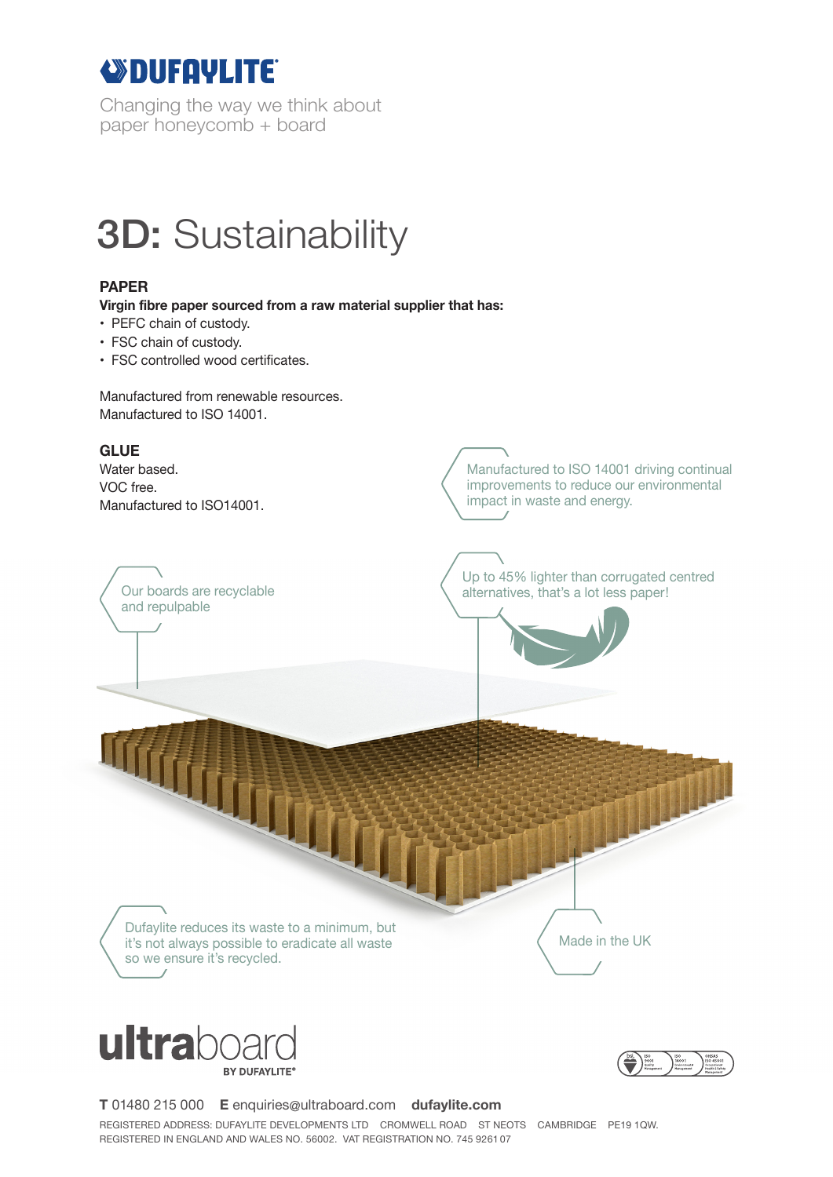# DUFAYLITE

Changing the way we think about paper honeycomb + board

# 3D: Sustainability

## PAPER

**Virgin fibre paper sourced from a raw material supplier that has:**

- PEFC chain of custody.
- FSC chain of custody.
- FSC controlled wood certificates.

Manufactured from renewable resources.
Manufactured to ISO 14001.

## GLUE

Water based.
VOC free.
Manufactured to ISO14001.

Manufactured to ISO 14001 driving continual improvements to reduce our environmental impact in waste and energy.

Our boards are recyclable and repulpable

Up to 45% lighter than corrugated centred alternatives, that's a lot less paper!

Dufaylite reduces its waste to a minimum, but it's not always possible to eradicate all waste so we ensure it's recycled.

Made in the UK

ultraboard BY DUFAYLITE®

**T** 01480 215 000 **E** enquiries@ultraboard.com **dufaylite.com**

REGISTERED ADDRESS: DUFAYLITE DEVELOPMENTS LTD CROMWELL ROAD ST NEOTS CAMBRIDGE PE19 1QW.
REGISTERED IN ENGLAND AND WALES NO. 56002. VAT REGISTRATION NO. 745 9261 07